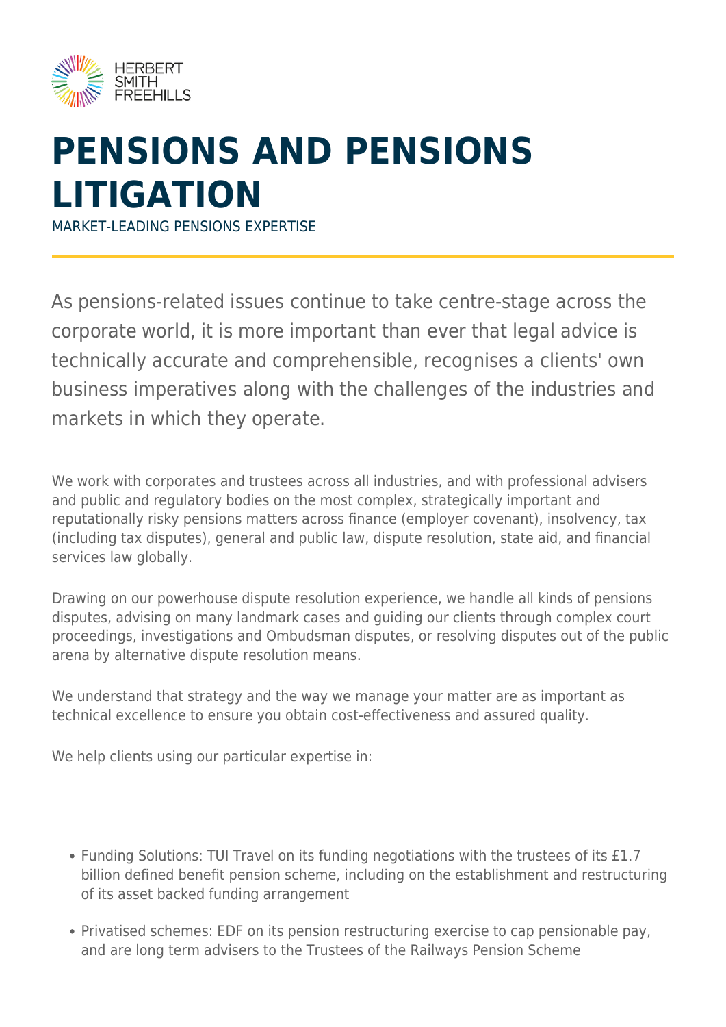HERBERT SMITH FREEHILLS

# PENSIONS AND PENSIONS LITIGATION

MARKET-LEADING PENSIONS EXPERTISE

As pensions-related issues continue to take centre-stage across the corporate world, it is more important than ever that legal advice is technically accurate and comprehensible, recognises a clients' own business imperatives along with the challenges of the industries and markets in which they operate.

We work with corporates and trustees across all industries, and with professional advisers and public and regulatory bodies on the most complex, strategically important and reputationally risky pensions matters across finance (employer covenant), insolvency, tax (including tax disputes), general and public law, dispute resolution, state aid, and financial services law globally.

Drawing on our powerhouse dispute resolution experience, we handle all kinds of pensions disputes, advising on many landmark cases and guiding our clients through complex court proceedings, investigations and Ombudsman disputes, or resolving disputes out of the public arena by alternative dispute resolution means.

We understand that strategy and the way we manage your matter are as important as technical excellence to ensure you obtain cost-effectiveness and assured quality.

We help clients using our particular expertise in:

- Funding Solutions: TUI Travel on its funding negotiations with the trustees of its £1.7 billion defined benefit pension scheme, including on the establishment and restructuring of its asset backed funding arrangement
- Privatised schemes: EDF on its pension restructuring exercise to cap pensionable pay, and are long term advisers to the Trustees of the Railways Pension Scheme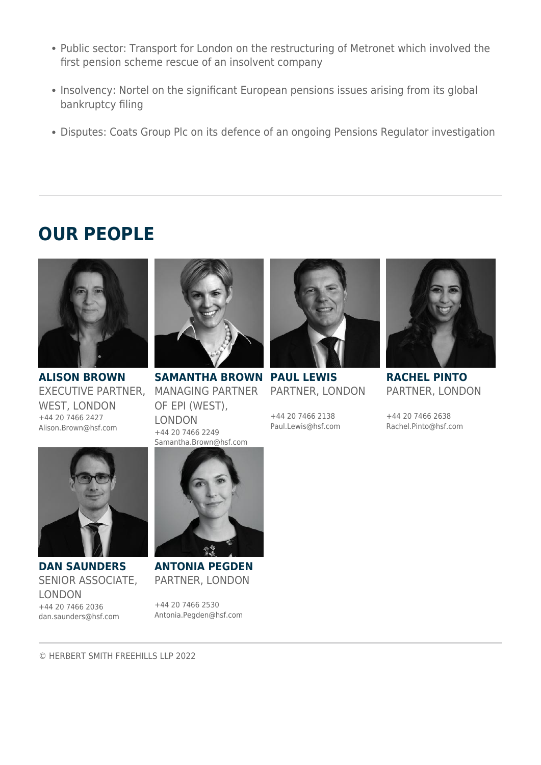- Public sector: Transport for London on the restructuring of Metronet which involved the first pension scheme rescue of an insolvent company
- Insolvency: Nortel on the significant European pensions issues arising from its global bankruptcy filing
- Disputes: Coats Group Plc on its defence of an ongoing Pensions Regulator investigation

## OUR PEOPLE

**ALISON BROWN**
EXECUTIVE PARTNER, WEST, LONDON
+44 20 7466 2427
Alison.Brown@hsf.com

**SAMANTHA BROWN**
MANAGING PARTNER OF EPI (WEST), LONDON
+44 20 7466 2249
Samantha.Brown@hsf.com

**PAUL LEWIS**
PARTNER, LONDON
+44 20 7466 2138
Paul.Lewis@hsf.com

**RACHEL PINTO**
PARTNER, LONDON
+44 20 7466 2638
Rachel.Pinto@hsf.com

**DAN SAUNDERS**
SENIOR ASSOCIATE, LONDON
+44 20 7466 2036
dan.saunders@hsf.com

**ANTONIA PEGDEN**
PARTNER, LONDON
+44 20 7466 2530
Antonia.Pegden@hsf.com

© HERBERT SMITH FREEHILLS LLP 2022